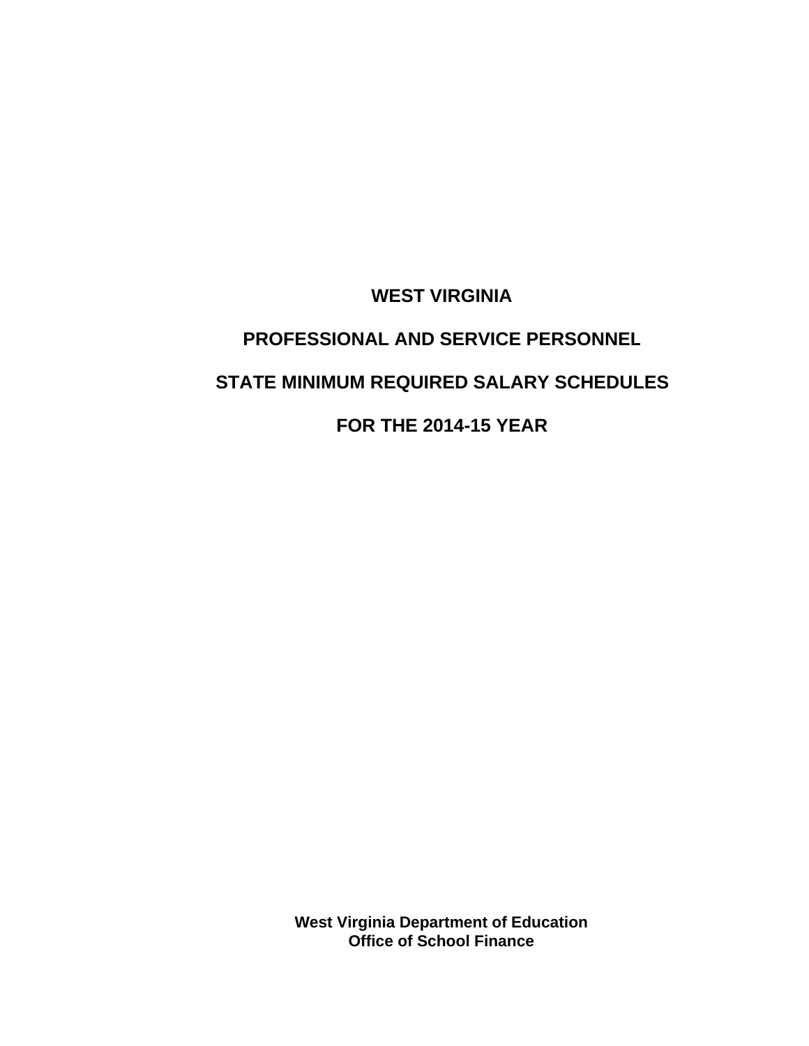# WEST VIRGINIA

## PROFESSIONAL AND SERVICE PERSONNEL

## STATE MINIMUM REQUIRED SALARY SCHEDULES

## FOR THE 2014-15 YEAR

**West Virginia Department of Education**
**Office of School Finance**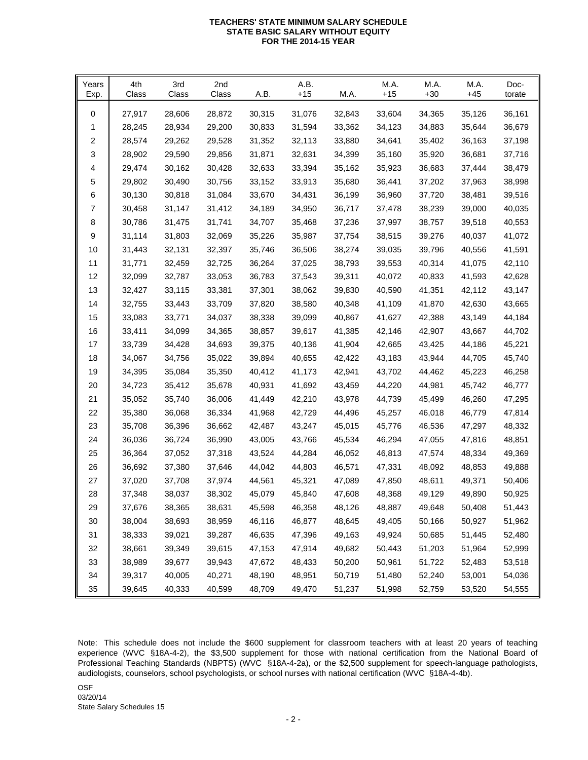**TEACHERS' STATE MINIMUM SALARY SCHEDULE**
**STATE BASIC SALARY WITHOUT EQUITY**
**FOR THE 2014-15 YEAR**

| Years Exp. | 4th Class | 3rd Class | 2nd Class | A.B. | A.B. +15 | M.A. | M.A. +15 | M.A. +30 | M.A. +45 | Doc-torate |
|---|---|---|---|---|---|---|---|---|---|---|
| 0 | 27,917 | 28,606 | 28,872 | 30,315 | 31,076 | 32,843 | 33,604 | 34,365 | 35,126 | 36,161 |
| 1 | 28,245 | 28,934 | 29,200 | 30,833 | 31,594 | 33,362 | 34,123 | 34,883 | 35,644 | 36,679 |
| 2 | 28,574 | 29,262 | 29,528 | 31,352 | 32,113 | 33,880 | 34,641 | 35,402 | 36,163 | 37,198 |
| 3 | 28,902 | 29,590 | 29,856 | 31,871 | 32,631 | 34,399 | 35,160 | 35,920 | 36,681 | 37,716 |
| 4 | 29,474 | 30,162 | 30,428 | 32,633 | 33,394 | 35,162 | 35,923 | 36,683 | 37,444 | 38,479 |
| 5 | 29,802 | 30,490 | 30,756 | 33,152 | 33,913 | 35,680 | 36,441 | 37,202 | 37,963 | 38,998 |
| 6 | 30,130 | 30,818 | 31,084 | 33,670 | 34,431 | 36,199 | 36,960 | 37,720 | 38,481 | 39,516 |
| 7 | 30,458 | 31,147 | 31,412 | 34,189 | 34,950 | 36,717 | 37,478 | 38,239 | 39,000 | 40,035 |
| 8 | 30,786 | 31,475 | 31,741 | 34,707 | 35,468 | 37,236 | 37,997 | 38,757 | 39,518 | 40,553 |
| 9 | 31,114 | 31,803 | 32,069 | 35,226 | 35,987 | 37,754 | 38,515 | 39,276 | 40,037 | 41,072 |
| 10 | 31,443 | 32,131 | 32,397 | 35,746 | 36,506 | 38,274 | 39,035 | 39,796 | 40,556 | 41,591 |
| 11 | 31,771 | 32,459 | 32,725 | 36,264 | 37,025 | 38,793 | 39,553 | 40,314 | 41,075 | 42,110 |
| 12 | 32,099 | 32,787 | 33,053 | 36,783 | 37,543 | 39,311 | 40,072 | 40,833 | 41,593 | 42,628 |
| 13 | 32,427 | 33,115 | 33,381 | 37,301 | 38,062 | 39,830 | 40,590 | 41,351 | 42,112 | 43,147 |
| 14 | 32,755 | 33,443 | 33,709 | 37,820 | 38,580 | 40,348 | 41,109 | 41,870 | 42,630 | 43,665 |
| 15 | 33,083 | 33,771 | 34,037 | 38,338 | 39,099 | 40,867 | 41,627 | 42,388 | 43,149 | 44,184 |
| 16 | 33,411 | 34,099 | 34,365 | 38,857 | 39,617 | 41,385 | 42,146 | 42,907 | 43,667 | 44,702 |
| 17 | 33,739 | 34,428 | 34,693 | 39,375 | 40,136 | 41,904 | 42,665 | 43,425 | 44,186 | 45,221 |
| 18 | 34,067 | 34,756 | 35,022 | 39,894 | 40,655 | 42,422 | 43,183 | 43,944 | 44,705 | 45,740 |
| 19 | 34,395 | 35,084 | 35,350 | 40,412 | 41,173 | 42,941 | 43,702 | 44,462 | 45,223 | 46,258 |
| 20 | 34,723 | 35,412 | 35,678 | 40,931 | 41,692 | 43,459 | 44,220 | 44,981 | 45,742 | 46,777 |
| 21 | 35,052 | 35,740 | 36,006 | 41,449 | 42,210 | 43,978 | 44,739 | 45,499 | 46,260 | 47,295 |
| 22 | 35,380 | 36,068 | 36,334 | 41,968 | 42,729 | 44,496 | 45,257 | 46,018 | 46,779 | 47,814 |
| 23 | 35,708 | 36,396 | 36,662 | 42,487 | 43,247 | 45,015 | 45,776 | 46,536 | 47,297 | 48,332 |
| 24 | 36,036 | 36,724 | 36,990 | 43,005 | 43,766 | 45,534 | 46,294 | 47,055 | 47,816 | 48,851 |
| 25 | 36,364 | 37,052 | 37,318 | 43,524 | 44,284 | 46,052 | 46,813 | 47,574 | 48,334 | 49,369 |
| 26 | 36,692 | 37,380 | 37,646 | 44,042 | 44,803 | 46,571 | 47,331 | 48,092 | 48,853 | 49,888 |
| 27 | 37,020 | 37,708 | 37,974 | 44,561 | 45,321 | 47,089 | 47,850 | 48,611 | 49,371 | 50,406 |
| 28 | 37,348 | 38,037 | 38,302 | 45,079 | 45,840 | 47,608 | 48,368 | 49,129 | 49,890 | 50,925 |
| 29 | 37,676 | 38,365 | 38,631 | 45,598 | 46,358 | 48,126 | 48,887 | 49,648 | 50,408 | 51,443 |
| 30 | 38,004 | 38,693 | 38,959 | 46,116 | 46,877 | 48,645 | 49,405 | 50,166 | 50,927 | 51,962 |
| 31 | 38,333 | 39,021 | 39,287 | 46,635 | 47,396 | 49,163 | 49,924 | 50,685 | 51,445 | 52,480 |
| 32 | 38,661 | 39,349 | 39,615 | 47,153 | 47,914 | 49,682 | 50,443 | 51,203 | 51,964 | 52,999 |
| 33 | 38,989 | 39,677 | 39,943 | 47,672 | 48,433 | 50,200 | 50,961 | 51,722 | 52,483 | 53,518 |
| 34 | 39,317 | 40,005 | 40,271 | 48,190 | 48,951 | 50,719 | 51,480 | 52,240 | 53,001 | 54,036 |
| 35 | 39,645 | 40,333 | 40,599 | 48,709 | 49,470 | 51,237 | 51,998 | 52,759 | 53,520 | 54,555 |

Note: This schedule does not include the $600 supplement for classroom teachers with at least 20 years of teaching experience (WVC §18A-4-2), the $3,500 supplement for those with national certification from the National Board of Professional Teaching Standards (NBPTS) (WVC §18A-4-2a), or the $2,500 supplement for speech-language pathologists, audiologists, counselors, school psychologists, or school nurses with national certification (WVC §18A-4-4b).

OSF
03/20/14
State Salary Schedules 15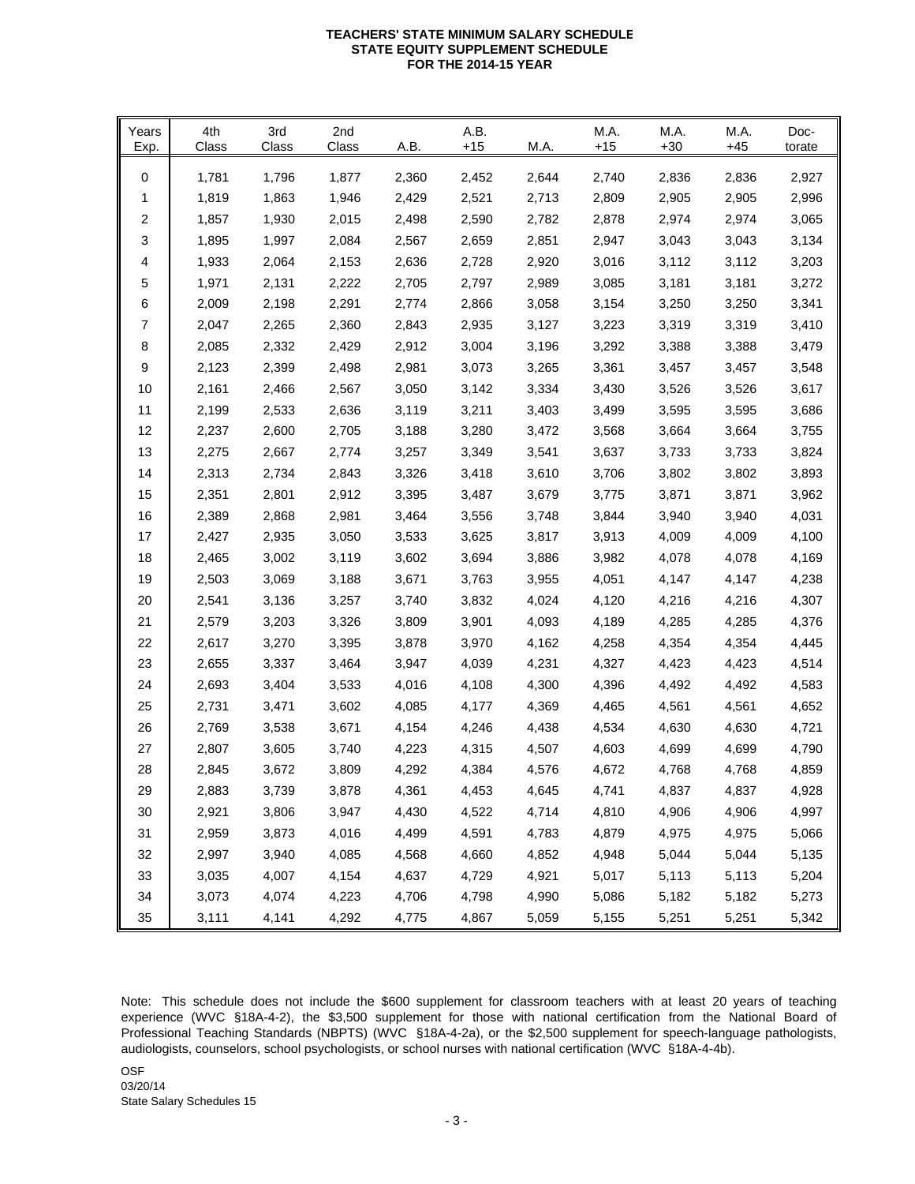**TEACHERS' STATE MINIMUM SALARY SCHEDULE**
**STATE EQUITY SUPPLEMENT SCHEDULE**
**FOR THE 2014-15 YEAR**

| Years Exp. | 4th Class | 3rd Class | 2nd Class | A.B. | A.B. +15 | M.A. | M.A. +15 | M.A. +30 | M.A. +45 | Doc-torate |
|---|---|---|---|---|---|---|---|---|---|---|
| 0 | 1,781 | 1,796 | 1,877 | 2,360 | 2,452 | 2,644 | 2,740 | 2,836 | 2,836 | 2,927 |
| 1 | 1,819 | 1,863 | 1,946 | 2,429 | 2,521 | 2,713 | 2,809 | 2,905 | 2,905 | 2,996 |
| 2 | 1,857 | 1,930 | 2,015 | 2,498 | 2,590 | 2,782 | 2,878 | 2,974 | 2,974 | 3,065 |
| 3 | 1,895 | 1,997 | 2,084 | 2,567 | 2,659 | 2,851 | 2,947 | 3,043 | 3,043 | 3,134 |
| 4 | 1,933 | 2,064 | 2,153 | 2,636 | 2,728 | 2,920 | 3,016 | 3,112 | 3,112 | 3,203 |
| 5 | 1,971 | 2,131 | 2,222 | 2,705 | 2,797 | 2,989 | 3,085 | 3,181 | 3,181 | 3,272 |
| 6 | 2,009 | 2,198 | 2,291 | 2,774 | 2,866 | 3,058 | 3,154 | 3,250 | 3,250 | 3,341 |
| 7 | 2,047 | 2,265 | 2,360 | 2,843 | 2,935 | 3,127 | 3,223 | 3,319 | 3,319 | 3,410 |
| 8 | 2,085 | 2,332 | 2,429 | 2,912 | 3,004 | 3,196 | 3,292 | 3,388 | 3,388 | 3,479 |
| 9 | 2,123 | 2,399 | 2,498 | 2,981 | 3,073 | 3,265 | 3,361 | 3,457 | 3,457 | 3,548 |
| 10 | 2,161 | 2,466 | 2,567 | 3,050 | 3,142 | 3,334 | 3,430 | 3,526 | 3,526 | 3,617 |
| 11 | 2,199 | 2,533 | 2,636 | 3,119 | 3,211 | 3,403 | 3,499 | 3,595 | 3,595 | 3,686 |
| 12 | 2,237 | 2,600 | 2,705 | 3,188 | 3,280 | 3,472 | 3,568 | 3,664 | 3,664 | 3,755 |
| 13 | 2,275 | 2,667 | 2,774 | 3,257 | 3,349 | 3,541 | 3,637 | 3,733 | 3,733 | 3,824 |
| 14 | 2,313 | 2,734 | 2,843 | 3,326 | 3,418 | 3,610 | 3,706 | 3,802 | 3,802 | 3,893 |
| 15 | 2,351 | 2,801 | 2,912 | 3,395 | 3,487 | 3,679 | 3,775 | 3,871 | 3,871 | 3,962 |
| 16 | 2,389 | 2,868 | 2,981 | 3,464 | 3,556 | 3,748 | 3,844 | 3,940 | 3,940 | 4,031 |
| 17 | 2,427 | 2,935 | 3,050 | 3,533 | 3,625 | 3,817 | 3,913 | 4,009 | 4,009 | 4,100 |
| 18 | 2,465 | 3,002 | 3,119 | 3,602 | 3,694 | 3,886 | 3,982 | 4,078 | 4,078 | 4,169 |
| 19 | 2,503 | 3,069 | 3,188 | 3,671 | 3,763 | 3,955 | 4,051 | 4,147 | 4,147 | 4,238 |
| 20 | 2,541 | 3,136 | 3,257 | 3,740 | 3,832 | 4,024 | 4,120 | 4,216 | 4,216 | 4,307 |
| 21 | 2,579 | 3,203 | 3,326 | 3,809 | 3,901 | 4,093 | 4,189 | 4,285 | 4,285 | 4,376 |
| 22 | 2,617 | 3,270 | 3,395 | 3,878 | 3,970 | 4,162 | 4,258 | 4,354 | 4,354 | 4,445 |
| 23 | 2,655 | 3,337 | 3,464 | 3,947 | 4,039 | 4,231 | 4,327 | 4,423 | 4,423 | 4,514 |
| 24 | 2,693 | 3,404 | 3,533 | 4,016 | 4,108 | 4,300 | 4,396 | 4,492 | 4,492 | 4,583 |
| 25 | 2,731 | 3,471 | 3,602 | 4,085 | 4,177 | 4,369 | 4,465 | 4,561 | 4,561 | 4,652 |
| 26 | 2,769 | 3,538 | 3,671 | 4,154 | 4,246 | 4,438 | 4,534 | 4,630 | 4,630 | 4,721 |
| 27 | 2,807 | 3,605 | 3,740 | 4,223 | 4,315 | 4,507 | 4,603 | 4,699 | 4,699 | 4,790 |
| 28 | 2,845 | 3,672 | 3,809 | 4,292 | 4,384 | 4,576 | 4,672 | 4,768 | 4,768 | 4,859 |
| 29 | 2,883 | 3,739 | 3,878 | 4,361 | 4,453 | 4,645 | 4,741 | 4,837 | 4,837 | 4,928 |
| 30 | 2,921 | 3,806 | 3,947 | 4,430 | 4,522 | 4,714 | 4,810 | 4,906 | 4,906 | 4,997 |
| 31 | 2,959 | 3,873 | 4,016 | 4,499 | 4,591 | 4,783 | 4,879 | 4,975 | 4,975 | 5,066 |
| 32 | 2,997 | 3,940 | 4,085 | 4,568 | 4,660 | 4,852 | 4,948 | 5,044 | 5,044 | 5,135 |
| 33 | 3,035 | 4,007 | 4,154 | 4,637 | 4,729 | 4,921 | 5,017 | 5,113 | 5,113 | 5,204 |
| 34 | 3,073 | 4,074 | 4,223 | 4,706 | 4,798 | 4,990 | 5,086 | 5,182 | 5,182 | 5,273 |
| 35 | 3,111 | 4,141 | 4,292 | 4,775 | 4,867 | 5,059 | 5,155 | 5,251 | 5,251 | 5,342 |

Note: This schedule does not include the $600 supplement for classroom teachers with at least 20 years of teaching experience (WVC §18A-4-2), the $3,500 supplement for those with national certification from the National Board of Professional Teaching Standards (NBPTS) (WVC §18A-4-2a), or the $2,500 supplement for speech-language pathologists, audiologists, counselors, school psychologists, or school nurses with national certification (WVC §18A-4-4b).

OSF
03/20/14
State Salary Schedules 15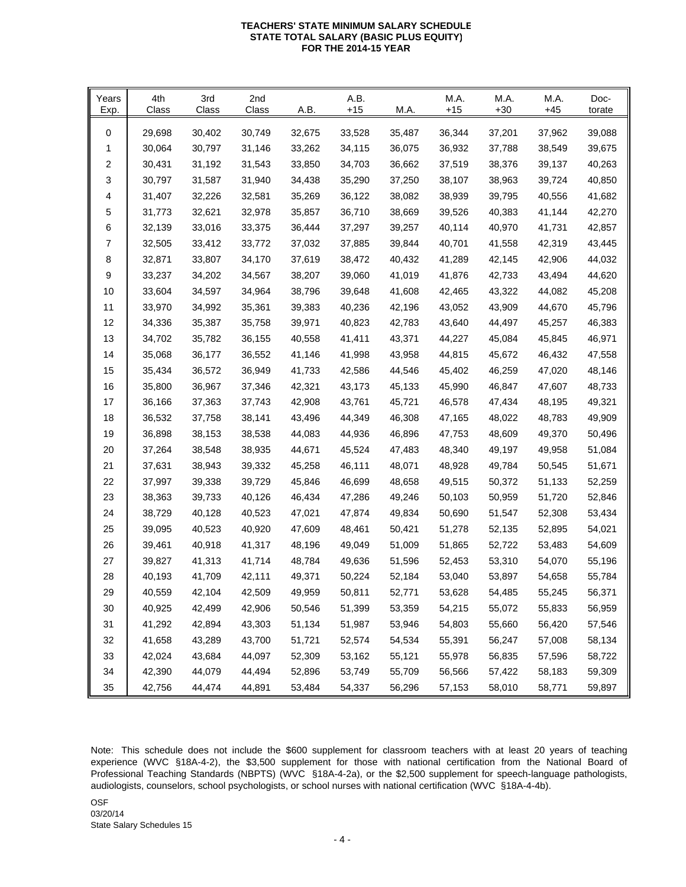# TEACHERS' STATE MINIMUM SALARY SCHEDULE
## STATE TOTAL SALARY (BASIC PLUS EQUITY)
## FOR THE 2014-15 YEAR

| Years Exp. | 4th Class | 3rd Class | 2nd Class | A.B. | A.B. +15 | M.A. | M.A. +15 | M.A. +30 | M.A. +45 | Doc-torate |
|---|---|---|---|---|---|---|---|---|---|---|
| 0 | 29,698 | 30,402 | 30,749 | 32,675 | 33,528 | 35,487 | 36,344 | 37,201 | 37,962 | 39,088 |
| 1 | 30,064 | 30,797 | 31,146 | 33,262 | 34,115 | 36,075 | 36,932 | 37,788 | 38,549 | 39,675 |
| 2 | 30,431 | 31,192 | 31,543 | 33,850 | 34,703 | 36,662 | 37,519 | 38,376 | 39,137 | 40,263 |
| 3 | 30,797 | 31,587 | 31,940 | 34,438 | 35,290 | 37,250 | 38,107 | 38,963 | 39,724 | 40,850 |
| 4 | 31,407 | 32,226 | 32,581 | 35,269 | 36,122 | 38,082 | 38,939 | 39,795 | 40,556 | 41,682 |
| 5 | 31,773 | 32,621 | 32,978 | 35,857 | 36,710 | 38,669 | 39,526 | 40,383 | 41,144 | 42,270 |
| 6 | 32,139 | 33,016 | 33,375 | 36,444 | 37,297 | 39,257 | 40,114 | 40,970 | 41,731 | 42,857 |
| 7 | 32,505 | 33,412 | 33,772 | 37,032 | 37,885 | 39,844 | 40,701 | 41,558 | 42,319 | 43,445 |
| 8 | 32,871 | 33,807 | 34,170 | 37,619 | 38,472 | 40,432 | 41,289 | 42,145 | 42,906 | 44,032 |
| 9 | 33,237 | 34,202 | 34,567 | 38,207 | 39,060 | 41,019 | 41,876 | 42,733 | 43,494 | 44,620 |
| 10 | 33,604 | 34,597 | 34,964 | 38,796 | 39,648 | 41,608 | 42,465 | 43,322 | 44,082 | 45,208 |
| 11 | 33,970 | 34,992 | 35,361 | 39,383 | 40,236 | 42,196 | 43,052 | 43,909 | 44,670 | 45,796 |
| 12 | 34,336 | 35,387 | 35,758 | 39,971 | 40,823 | 42,783 | 43,640 | 44,497 | 45,257 | 46,383 |
| 13 | 34,702 | 35,782 | 36,155 | 40,558 | 41,411 | 43,371 | 44,227 | 45,084 | 45,845 | 46,971 |
| 14 | 35,068 | 36,177 | 36,552 | 41,146 | 41,998 | 43,958 | 44,815 | 45,672 | 46,432 | 47,558 |
| 15 | 35,434 | 36,572 | 36,949 | 41,733 | 42,586 | 44,546 | 45,402 | 46,259 | 47,020 | 48,146 |
| 16 | 35,800 | 36,967 | 37,346 | 42,321 | 43,173 | 45,133 | 45,990 | 46,847 | 47,607 | 48,733 |
| 17 | 36,166 | 37,363 | 37,743 | 42,908 | 43,761 | 45,721 | 46,578 | 47,434 | 48,195 | 49,321 |
| 18 | 36,532 | 37,758 | 38,141 | 43,496 | 44,349 | 46,308 | 47,165 | 48,022 | 48,783 | 49,909 |
| 19 | 36,898 | 38,153 | 38,538 | 44,083 | 44,936 | 46,896 | 47,753 | 48,609 | 49,370 | 50,496 |
| 20 | 37,264 | 38,548 | 38,935 | 44,671 | 45,524 | 47,483 | 48,340 | 49,197 | 49,958 | 51,084 |
| 21 | 37,631 | 38,943 | 39,332 | 45,258 | 46,111 | 48,071 | 48,928 | 49,784 | 50,545 | 51,671 |
| 22 | 37,997 | 39,338 | 39,729 | 45,846 | 46,699 | 48,658 | 49,515 | 50,372 | 51,133 | 52,259 |
| 23 | 38,363 | 39,733 | 40,126 | 46,434 | 47,286 | 49,246 | 50,103 | 50,959 | 51,720 | 52,846 |
| 24 | 38,729 | 40,128 | 40,523 | 47,021 | 47,874 | 49,834 | 50,690 | 51,547 | 52,308 | 53,434 |
| 25 | 39,095 | 40,523 | 40,920 | 47,609 | 48,461 | 50,421 | 51,278 | 52,135 | 52,895 | 54,021 |
| 26 | 39,461 | 40,918 | 41,317 | 48,196 | 49,049 | 51,009 | 51,865 | 52,722 | 53,483 | 54,609 |
| 27 | 39,827 | 41,313 | 41,714 | 48,784 | 49,636 | 51,596 | 52,453 | 53,310 | 54,070 | 55,196 |
| 28 | 40,193 | 41,709 | 42,111 | 49,371 | 50,224 | 52,184 | 53,040 | 53,897 | 54,658 | 55,784 |
| 29 | 40,559 | 42,104 | 42,509 | 49,959 | 50,811 | 52,771 | 53,628 | 54,485 | 55,245 | 56,371 |
| 30 | 40,925 | 42,499 | 42,906 | 50,546 | 51,399 | 53,359 | 54,215 | 55,072 | 55,833 | 56,959 |
| 31 | 41,292 | 42,894 | 43,303 | 51,134 | 51,987 | 53,946 | 54,803 | 55,660 | 56,420 | 57,546 |
| 32 | 41,658 | 43,289 | 43,700 | 51,721 | 52,574 | 54,534 | 55,391 | 56,247 | 57,008 | 58,134 |
| 33 | 42,024 | 43,684 | 44,097 | 52,309 | 53,162 | 55,121 | 55,978 | 56,835 | 57,596 | 58,722 |
| 34 | 42,390 | 44,079 | 44,494 | 52,896 | 53,749 | 55,709 | 56,566 | 57,422 | 58,183 | 59,309 |
| 35 | 42,756 | 44,474 | 44,891 | 53,484 | 54,337 | 56,296 | 57,153 | 58,010 | 58,771 | 59,897 |

Note: This schedule does not include the $600 supplement for classroom teachers with at least 20 years of teaching experience (WVC §18A-4-2), the $3,500 supplement for those with national certification from the National Board of Professional Teaching Standards (NBPTS) (WVC §18A-4-2a), or the $2,500 supplement for speech-language pathologists, audiologists, counselors, school psychologists, or school nurses with national certification (WVC §18A-4-4b).

OSF
03/20/14
State Salary Schedules 15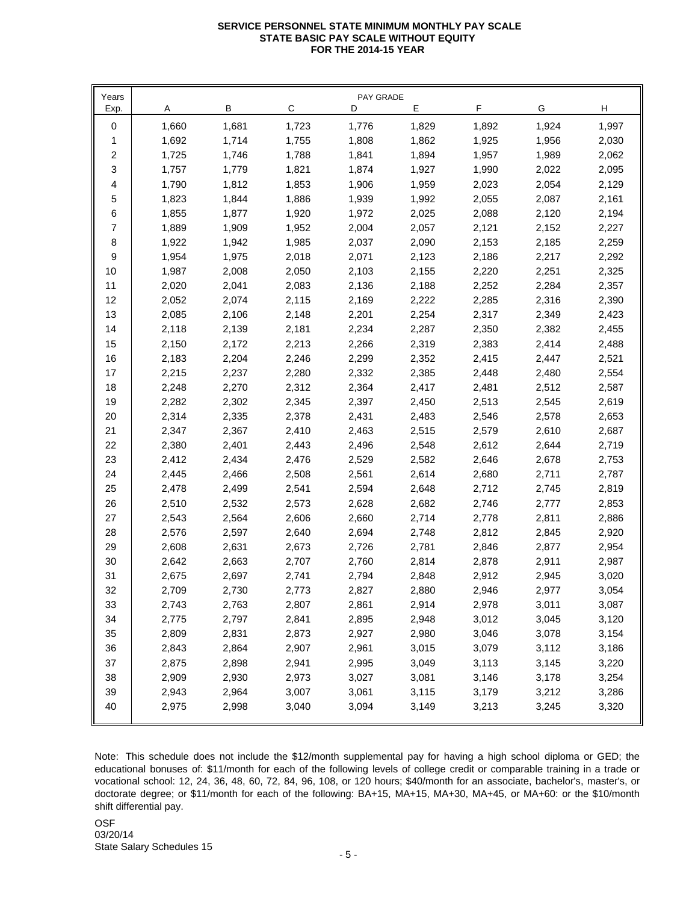# SERVICE PERSONNEL STATE MINIMUM MONTHLY PAY SCALE
## STATE BASIC PAY SCALE WITHOUT EQUITY
### FOR THE 2014-15 YEAR

| Years | PAY GRADE | | | | | | | |
|---|---|---|---|---|---|---|---|---|
| Exp. | A | B | C | D | E | F | G | H |
| 0 | 1,660 | 1,681 | 1,723 | 1,776 | 1,829 | 1,892 | 1,924 | 1,997 |
| 1 | 1,692 | 1,714 | 1,755 | 1,808 | 1,862 | 1,925 | 1,956 | 2,030 |
| 2 | 1,725 | 1,746 | 1,788 | 1,841 | 1,894 | 1,957 | 1,989 | 2,062 |
| 3 | 1,757 | 1,779 | 1,821 | 1,874 | 1,927 | 1,990 | 2,022 | 2,095 |
| 4 | 1,790 | 1,812 | 1,853 | 1,906 | 1,959 | 2,023 | 2,054 | 2,129 |
| 5 | 1,823 | 1,844 | 1,886 | 1,939 | 1,992 | 2,055 | 2,087 | 2,161 |
| 6 | 1,855 | 1,877 | 1,920 | 1,972 | 2,025 | 2,088 | 2,120 | 2,194 |
| 7 | 1,889 | 1,909 | 1,952 | 2,004 | 2,057 | 2,121 | 2,152 | 2,227 |
| 8 | 1,922 | 1,942 | 1,985 | 2,037 | 2,090 | 2,153 | 2,185 | 2,259 |
| 9 | 1,954 | 1,975 | 2,018 | 2,071 | 2,123 | 2,186 | 2,217 | 2,292 |
| 10 | 1,987 | 2,008 | 2,050 | 2,103 | 2,155 | 2,220 | 2,251 | 2,325 |
| 11 | 2,020 | 2,041 | 2,083 | 2,136 | 2,188 | 2,252 | 2,284 | 2,357 |
| 12 | 2,052 | 2,074 | 2,115 | 2,169 | 2,222 | 2,285 | 2,316 | 2,390 |
| 13 | 2,085 | 2,106 | 2,148 | 2,201 | 2,254 | 2,317 | 2,349 | 2,423 |
| 14 | 2,118 | 2,139 | 2,181 | 2,234 | 2,287 | 2,350 | 2,382 | 2,455 |
| 15 | 2,150 | 2,172 | 2,213 | 2,266 | 2,319 | 2,383 | 2,414 | 2,488 |
| 16 | 2,183 | 2,204 | 2,246 | 2,299 | 2,352 | 2,415 | 2,447 | 2,521 |
| 17 | 2,215 | 2,237 | 2,280 | 2,332 | 2,385 | 2,448 | 2,480 | 2,554 |
| 18 | 2,248 | 2,270 | 2,312 | 2,364 | 2,417 | 2,481 | 2,512 | 2,587 |
| 19 | 2,282 | 2,302 | 2,345 | 2,397 | 2,450 | 2,513 | 2,545 | 2,619 |
| 20 | 2,314 | 2,335 | 2,378 | 2,431 | 2,483 | 2,546 | 2,578 | 2,653 |
| 21 | 2,347 | 2,367 | 2,410 | 2,463 | 2,515 | 2,579 | 2,610 | 2,687 |
| 22 | 2,380 | 2,401 | 2,443 | 2,496 | 2,548 | 2,612 | 2,644 | 2,719 |
| 23 | 2,412 | 2,434 | 2,476 | 2,529 | 2,582 | 2,646 | 2,678 | 2,753 |
| 24 | 2,445 | 2,466 | 2,508 | 2,561 | 2,614 | 2,680 | 2,711 | 2,787 |
| 25 | 2,478 | 2,499 | 2,541 | 2,594 | 2,648 | 2,712 | 2,745 | 2,819 |
| 26 | 2,510 | 2,532 | 2,573 | 2,628 | 2,682 | 2,746 | 2,777 | 2,853 |
| 27 | 2,543 | 2,564 | 2,606 | 2,660 | 2,714 | 2,778 | 2,811 | 2,886 |
| 28 | 2,576 | 2,597 | 2,640 | 2,694 | 2,748 | 2,812 | 2,845 | 2,920 |
| 29 | 2,608 | 2,631 | 2,673 | 2,726 | 2,781 | 2,846 | 2,877 | 2,954 |
| 30 | 2,642 | 2,663 | 2,707 | 2,760 | 2,814 | 2,878 | 2,911 | 2,987 |
| 31 | 2,675 | 2,697 | 2,741 | 2,794 | 2,848 | 2,912 | 2,945 | 3,020 |
| 32 | 2,709 | 2,730 | 2,773 | 2,827 | 2,880 | 2,946 | 2,977 | 3,054 |
| 33 | 2,743 | 2,763 | 2,807 | 2,861 | 2,914 | 2,978 | 3,011 | 3,087 |
| 34 | 2,775 | 2,797 | 2,841 | 2,895 | 2,948 | 3,012 | 3,045 | 3,120 |
| 35 | 2,809 | 2,831 | 2,873 | 2,927 | 2,980 | 3,046 | 3,078 | 3,154 |
| 36 | 2,843 | 2,864 | 2,907 | 2,961 | 3,015 | 3,079 | 3,112 | 3,186 |
| 37 | 2,875 | 2,898 | 2,941 | 2,995 | 3,049 | 3,113 | 3,145 | 3,220 |
| 38 | 2,909 | 2,930 | 2,973 | 3,027 | 3,081 | 3,146 | 3,178 | 3,254 |
| 39 | 2,943 | 2,964 | 3,007 | 3,061 | 3,115 | 3,179 | 3,212 | 3,286 |
| 40 | 2,975 | 2,998 | 3,040 | 3,094 | 3,149 | 3,213 | 3,245 | 3,320 |

Note: This schedule does not include the $12/month supplemental pay for having a high school diploma or GED; the educational bonuses of: $11/month for each of the following levels of college credit or comparable training in a trade or vocational school: 12, 24, 36, 48, 60, 72, 84, 96, 108, or 120 hours; $40/month for an associate, bachelor's, master's, or doctorate degree; or $11/month for each of the following: BA+15, MA+15, MA+30, MA+45, or MA+60: or the $10/month shift differential pay.

OSF
03/20/14
State Salary Schedules 15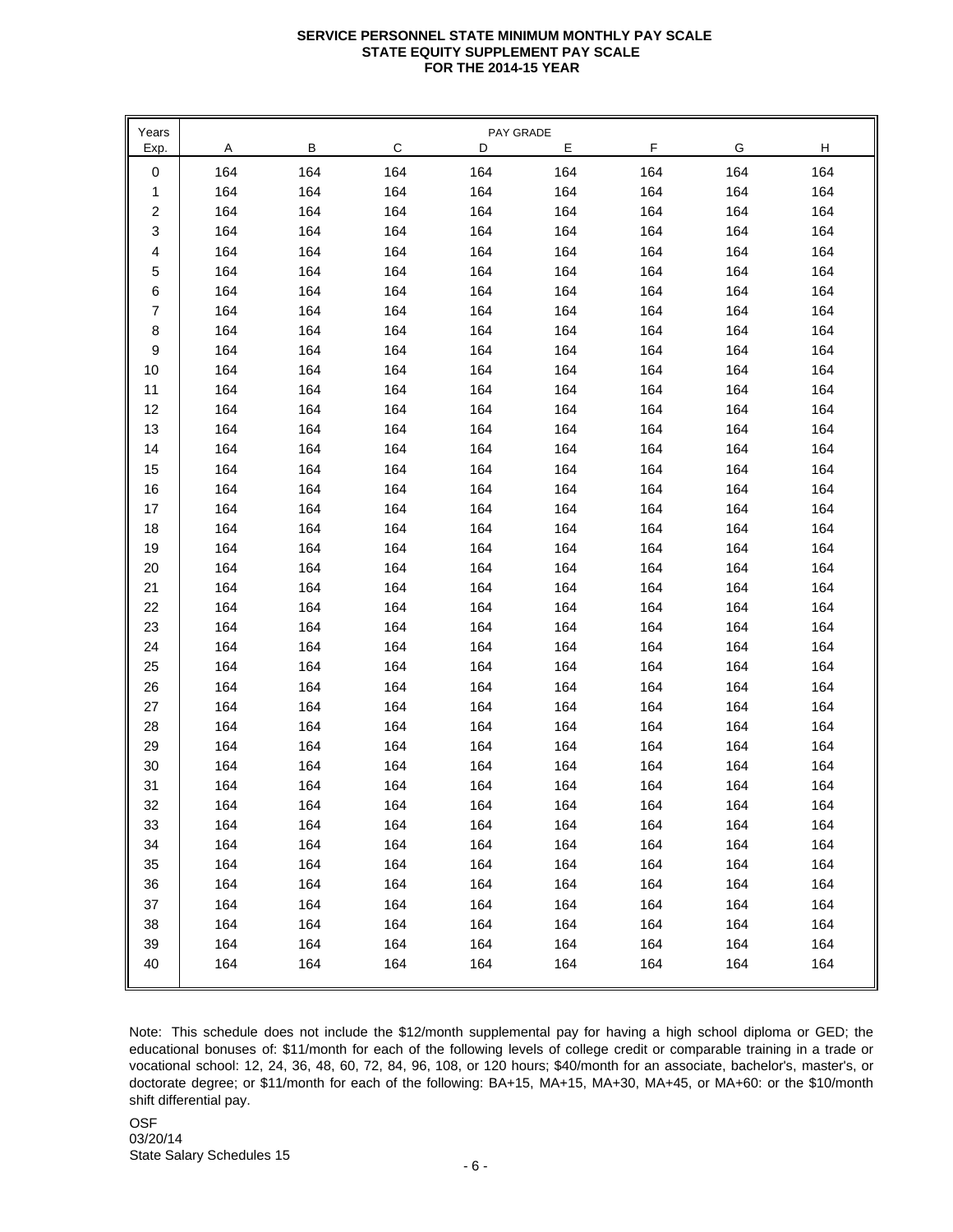**SERVICE PERSONNEL STATE MINIMUM MONTHLY PAY SCALE**
**STATE EQUITY SUPPLEMENT PAY SCALE**
**FOR THE 2014-15 YEAR**

| Years | PAY GRADE | | | | | | | |
|---|---|---|---|---|---|---|---|---|
| Exp. | A | B | C | D | E | F | G | H |
| 0 | 164 | 164 | 164 | 164 | 164 | 164 | 164 | 164 |
| 1 | 164 | 164 | 164 | 164 | 164 | 164 | 164 | 164 |
| 2 | 164 | 164 | 164 | 164 | 164 | 164 | 164 | 164 |
| 3 | 164 | 164 | 164 | 164 | 164 | 164 | 164 | 164 |
| 4 | 164 | 164 | 164 | 164 | 164 | 164 | 164 | 164 |
| 5 | 164 | 164 | 164 | 164 | 164 | 164 | 164 | 164 |
| 6 | 164 | 164 | 164 | 164 | 164 | 164 | 164 | 164 |
| 7 | 164 | 164 | 164 | 164 | 164 | 164 | 164 | 164 |
| 8 | 164 | 164 | 164 | 164 | 164 | 164 | 164 | 164 |
| 9 | 164 | 164 | 164 | 164 | 164 | 164 | 164 | 164 |
| 10 | 164 | 164 | 164 | 164 | 164 | 164 | 164 | 164 |
| 11 | 164 | 164 | 164 | 164 | 164 | 164 | 164 | 164 |
| 12 | 164 | 164 | 164 | 164 | 164 | 164 | 164 | 164 |
| 13 | 164 | 164 | 164 | 164 | 164 | 164 | 164 | 164 |
| 14 | 164 | 164 | 164 | 164 | 164 | 164 | 164 | 164 |
| 15 | 164 | 164 | 164 | 164 | 164 | 164 | 164 | 164 |
| 16 | 164 | 164 | 164 | 164 | 164 | 164 | 164 | 164 |
| 17 | 164 | 164 | 164 | 164 | 164 | 164 | 164 | 164 |
| 18 | 164 | 164 | 164 | 164 | 164 | 164 | 164 | 164 |
| 19 | 164 | 164 | 164 | 164 | 164 | 164 | 164 | 164 |
| 20 | 164 | 164 | 164 | 164 | 164 | 164 | 164 | 164 |
| 21 | 164 | 164 | 164 | 164 | 164 | 164 | 164 | 164 |
| 22 | 164 | 164 | 164 | 164 | 164 | 164 | 164 | 164 |
| 23 | 164 | 164 | 164 | 164 | 164 | 164 | 164 | 164 |
| 24 | 164 | 164 | 164 | 164 | 164 | 164 | 164 | 164 |
| 25 | 164 | 164 | 164 | 164 | 164 | 164 | 164 | 164 |
| 26 | 164 | 164 | 164 | 164 | 164 | 164 | 164 | 164 |
| 27 | 164 | 164 | 164 | 164 | 164 | 164 | 164 | 164 |
| 28 | 164 | 164 | 164 | 164 | 164 | 164 | 164 | 164 |
| 29 | 164 | 164 | 164 | 164 | 164 | 164 | 164 | 164 |
| 30 | 164 | 164 | 164 | 164 | 164 | 164 | 164 | 164 |
| 31 | 164 | 164 | 164 | 164 | 164 | 164 | 164 | 164 |
| 32 | 164 | 164 | 164 | 164 | 164 | 164 | 164 | 164 |
| 33 | 164 | 164 | 164 | 164 | 164 | 164 | 164 | 164 |
| 34 | 164 | 164 | 164 | 164 | 164 | 164 | 164 | 164 |
| 35 | 164 | 164 | 164 | 164 | 164 | 164 | 164 | 164 |
| 36 | 164 | 164 | 164 | 164 | 164 | 164 | 164 | 164 |
| 37 | 164 | 164 | 164 | 164 | 164 | 164 | 164 | 164 |
| 38 | 164 | 164 | 164 | 164 | 164 | 164 | 164 | 164 |
| 39 | 164 | 164 | 164 | 164 | 164 | 164 | 164 | 164 |
| 40 | 164 | 164 | 164 | 164 | 164 | 164 | 164 | 164 |

Note: This schedule does not include the $12/month supplemental pay for having a high school diploma or GED; the educational bonuses of: $11/month for each of the following levels of college credit or comparable training in a trade or vocational school: 12, 24, 36, 48, 60, 72, 84, 96, 108, or 120 hours; $40/month for an associate, bachelor's, master's, or doctorate degree; or $11/month for each of the following: BA+15, MA+15, MA+30, MA+45, or MA+60: or the $10/month shift differential pay.

OSF
03/20/14
State Salary Schedules 15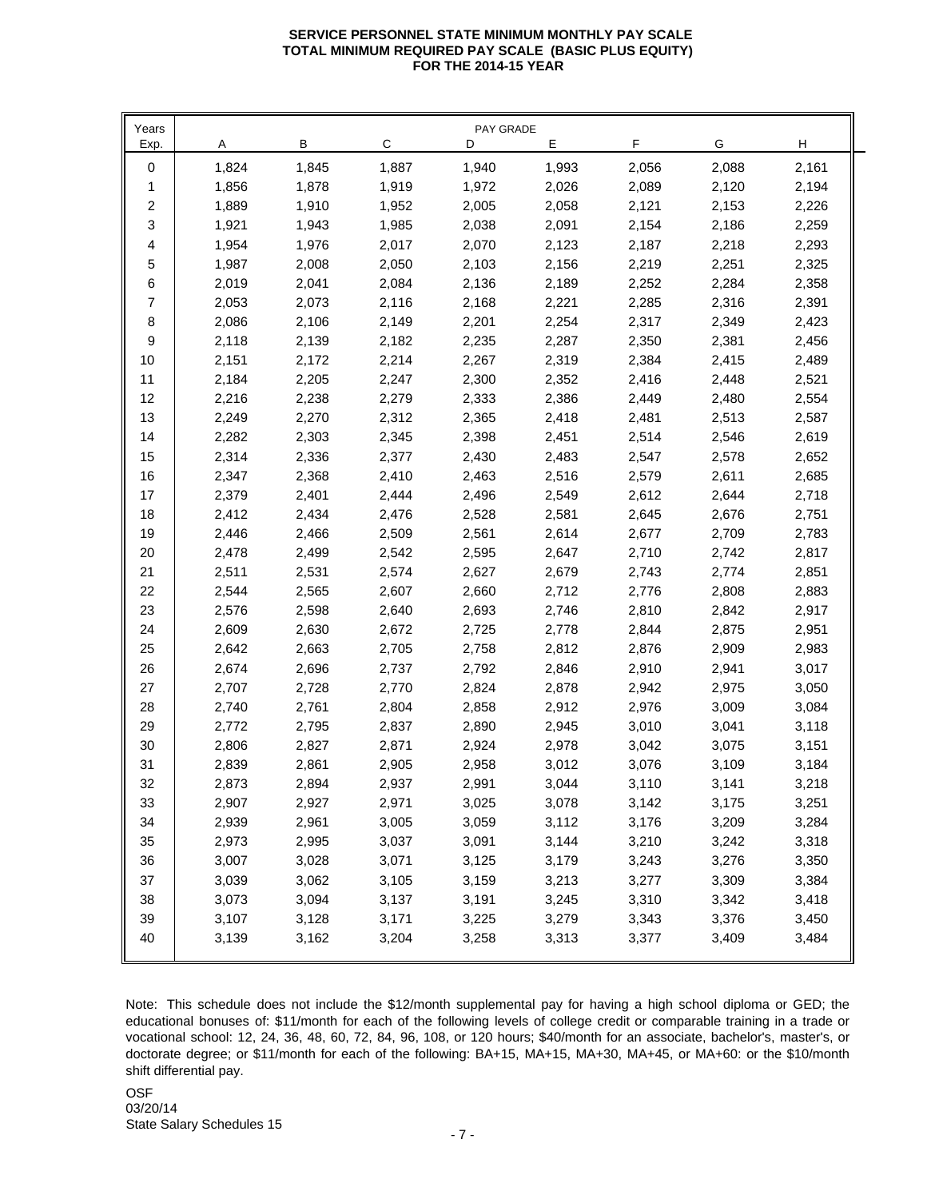**SERVICE PERSONNEL STATE MINIMUM MONTHLY PAY SCALE**
**TOTAL MINIMUM REQUIRED PAY SCALE (BASIC PLUS EQUITY)**
**FOR THE 2014-15 YEAR**

| Years | PAY GRADE | | | | | | | |
|---|---|---|---|---|---|---|---|---|
| Exp. | A | B | C | D | E | F | G | H |
| 0 | 1,824 | 1,845 | 1,887 | 1,940 | 1,993 | 2,056 | 2,088 | 2,161 |
| 1 | 1,856 | 1,878 | 1,919 | 1,972 | 2,026 | 2,089 | 2,120 | 2,194 |
| 2 | 1,889 | 1,910 | 1,952 | 2,005 | 2,058 | 2,121 | 2,153 | 2,226 |
| 3 | 1,921 | 1,943 | 1,985 | 2,038 | 2,091 | 2,154 | 2,186 | 2,259 |
| 4 | 1,954 | 1,976 | 2,017 | 2,070 | 2,123 | 2,187 | 2,218 | 2,293 |
| 5 | 1,987 | 2,008 | 2,050 | 2,103 | 2,156 | 2,219 | 2,251 | 2,325 |
| 6 | 2,019 | 2,041 | 2,084 | 2,136 | 2,189 | 2,252 | 2,284 | 2,358 |
| 7 | 2,053 | 2,073 | 2,116 | 2,168 | 2,221 | 2,285 | 2,316 | 2,391 |
| 8 | 2,086 | 2,106 | 2,149 | 2,201 | 2,254 | 2,317 | 2,349 | 2,423 |
| 9 | 2,118 | 2,139 | 2,182 | 2,235 | 2,287 | 2,350 | 2,381 | 2,456 |
| 10 | 2,151 | 2,172 | 2,214 | 2,267 | 2,319 | 2,384 | 2,415 | 2,489 |
| 11 | 2,184 | 2,205 | 2,247 | 2,300 | 2,352 | 2,416 | 2,448 | 2,521 |
| 12 | 2,216 | 2,238 | 2,279 | 2,333 | 2,386 | 2,449 | 2,480 | 2,554 |
| 13 | 2,249 | 2,270 | 2,312 | 2,365 | 2,418 | 2,481 | 2,513 | 2,587 |
| 14 | 2,282 | 2,303 | 2,345 | 2,398 | 2,451 | 2,514 | 2,546 | 2,619 |
| 15 | 2,314 | 2,336 | 2,377 | 2,430 | 2,483 | 2,547 | 2,578 | 2,652 |
| 16 | 2,347 | 2,368 | 2,410 | 2,463 | 2,516 | 2,579 | 2,611 | 2,685 |
| 17 | 2,379 | 2,401 | 2,444 | 2,496 | 2,549 | 2,612 | 2,644 | 2,718 |
| 18 | 2,412 | 2,434 | 2,476 | 2,528 | 2,581 | 2,645 | 2,676 | 2,751 |
| 19 | 2,446 | 2,466 | 2,509 | 2,561 | 2,614 | 2,677 | 2,709 | 2,783 |
| 20 | 2,478 | 2,499 | 2,542 | 2,595 | 2,647 | 2,710 | 2,742 | 2,817 |
| 21 | 2,511 | 2,531 | 2,574 | 2,627 | 2,679 | 2,743 | 2,774 | 2,851 |
| 22 | 2,544 | 2,565 | 2,607 | 2,660 | 2,712 | 2,776 | 2,808 | 2,883 |
| 23 | 2,576 | 2,598 | 2,640 | 2,693 | 2,746 | 2,810 | 2,842 | 2,917 |
| 24 | 2,609 | 2,630 | 2,672 | 2,725 | 2,778 | 2,844 | 2,875 | 2,951 |
| 25 | 2,642 | 2,663 | 2,705 | 2,758 | 2,812 | 2,876 | 2,909 | 2,983 |
| 26 | 2,674 | 2,696 | 2,737 | 2,792 | 2,846 | 2,910 | 2,941 | 3,017 |
| 27 | 2,707 | 2,728 | 2,770 | 2,824 | 2,878 | 2,942 | 2,975 | 3,050 |
| 28 | 2,740 | 2,761 | 2,804 | 2,858 | 2,912 | 2,976 | 3,009 | 3,084 |
| 29 | 2,772 | 2,795 | 2,837 | 2,890 | 2,945 | 3,010 | 3,041 | 3,118 |
| 30 | 2,806 | 2,827 | 2,871 | 2,924 | 2,978 | 3,042 | 3,075 | 3,151 |
| 31 | 2,839 | 2,861 | 2,905 | 2,958 | 3,012 | 3,076 | 3,109 | 3,184 |
| 32 | 2,873 | 2,894 | 2,937 | 2,991 | 3,044 | 3,110 | 3,141 | 3,218 |
| 33 | 2,907 | 2,927 | 2,971 | 3,025 | 3,078 | 3,142 | 3,175 | 3,251 |
| 34 | 2,939 | 2,961 | 3,005 | 3,059 | 3,112 | 3,176 | 3,209 | 3,284 |
| 35 | 2,973 | 2,995 | 3,037 | 3,091 | 3,144 | 3,210 | 3,242 | 3,318 |
| 36 | 3,007 | 3,028 | 3,071 | 3,125 | 3,179 | 3,243 | 3,276 | 3,350 |
| 37 | 3,039 | 3,062 | 3,105 | 3,159 | 3,213 | 3,277 | 3,309 | 3,384 |
| 38 | 3,073 | 3,094 | 3,137 | 3,191 | 3,245 | 3,310 | 3,342 | 3,418 |
| 39 | 3,107 | 3,128 | 3,171 | 3,225 | 3,279 | 3,343 | 3,376 | 3,450 |
| 40 | 3,139 | 3,162 | 3,204 | 3,258 | 3,313 | 3,377 | 3,409 | 3,484 |

Note: This schedule does not include the $12/month supplemental pay for having a high school diploma or GED; the educational bonuses of: $11/month for each of the following levels of college credit or comparable training in a trade or vocational school: 12, 24, 36, 48, 60, 72, 84, 96, 108, or 120 hours; $40/month for an associate, bachelor's, master's, or doctorate degree; or $11/month for each of the following: BA+15, MA+15, MA+30, MA+45, or MA+60: or the $10/month shift differential pay.

OSF
03/20/14
State Salary Schedules 15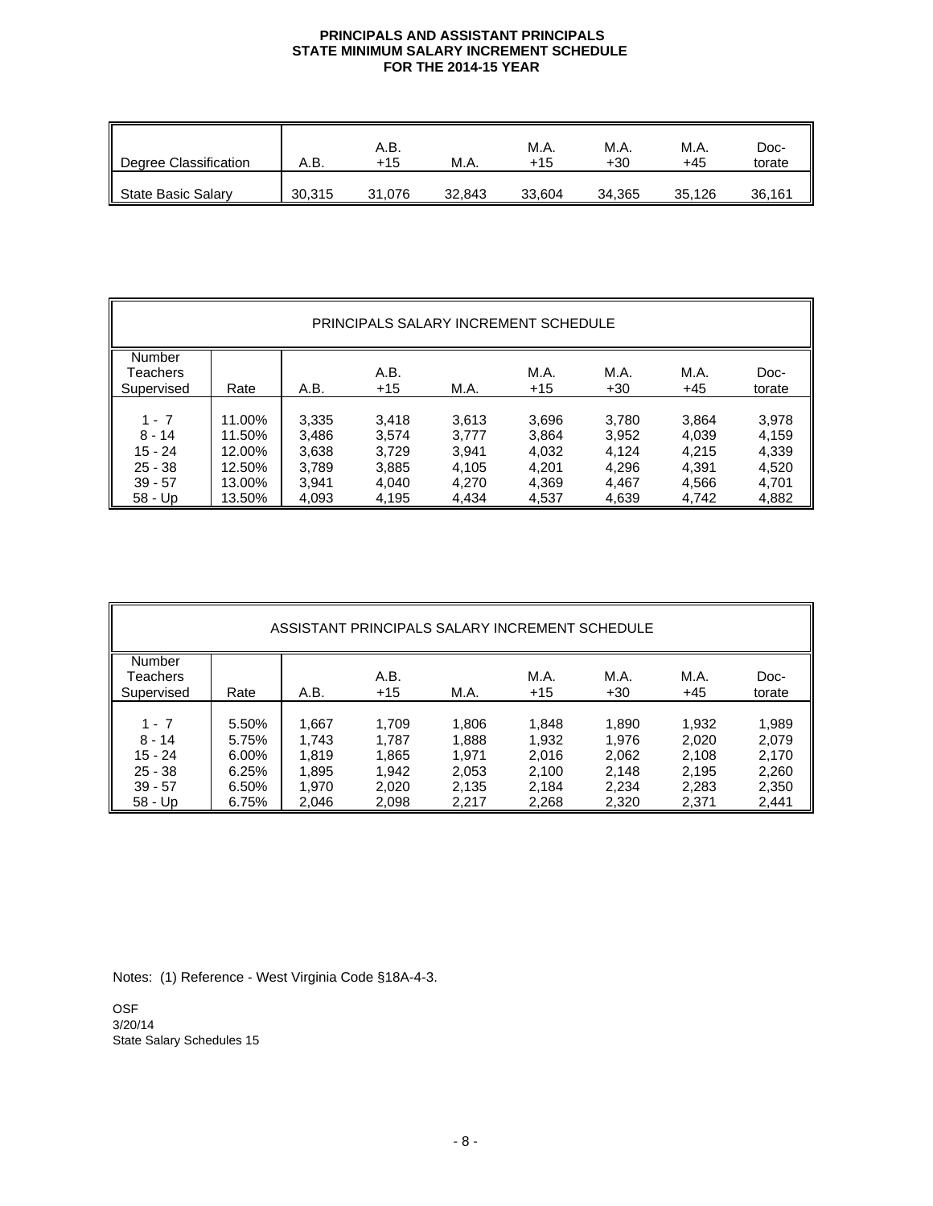# PRINCIPALS AND ASSISTANT PRINCIPALS
## STATE MINIMUM SALARY INCREMENT SCHEDULE
## FOR THE 2014-15 YEAR

| Degree Classification | A.B. | A.B. +15 | M.A. | M.A. +15 | M.A. +30 | M.A. +45 | Doc-torate |
|---|---|---|---|---|---|---|---|
| State Basic Salary | 30,315 | 31,076 | 32,843 | 33,604 | 34,365 | 35,126 | 36,161 |

PRINCIPALS SALARY INCREMENT SCHEDULE

| Number Teachers Supervised | Rate | A.B. | A.B. +15 | M.A. | M.A. +15 | M.A. +30 | M.A. +45 | Doc-torate |
|---|---|---|---|---|---|---|---|---|
| 1 - 7 | 11.00% | 3,335 | 3,418 | 3,613 | 3,696 | 3,780 | 3,864 | 3,978 |
| 8 - 14 | 11.50% | 3,486 | 3,574 | 3,777 | 3,864 | 3,952 | 4,039 | 4,159 |
| 15 - 24 | 12.00% | 3,638 | 3,729 | 3,941 | 4,032 | 4,124 | 4,215 | 4,339 |
| 25 - 38 | 12.50% | 3,789 | 3,885 | 4,105 | 4,201 | 4,296 | 4,391 | 4,520 |
| 39 - 57 | 13.00% | 3,941 | 4,040 | 4,270 | 4,369 | 4,467 | 4,566 | 4,701 |
| 58 - Up | 13.50% | 4,093 | 4,195 | 4,434 | 4,537 | 4,639 | 4,742 | 4,882 |

ASSISTANT PRINCIPALS SALARY INCREMENT SCHEDULE

| Number Teachers Supervised | Rate | A.B. | A.B. +15 | M.A. | M.A. +15 | M.A. +30 | M.A. +45 | Doc-torate |
|---|---|---|---|---|---|---|---|---|
| 1 - 7 | 5.50% | 1,667 | 1,709 | 1,806 | 1,848 | 1,890 | 1,932 | 1,989 |
| 8 - 14 | 5.75% | 1,743 | 1,787 | 1,888 | 1,932 | 1,976 | 2,020 | 2,079 |
| 15 - 24 | 6.00% | 1,819 | 1,865 | 1,971 | 2,016 | 2,062 | 2,108 | 2,170 |
| 25 - 38 | 6.25% | 1,895 | 1,942 | 2,053 | 2,100 | 2,148 | 2,195 | 2,260 |
| 39 - 57 | 6.50% | 1,970 | 2,020 | 2,135 | 2,184 | 2,234 | 2,283 | 2,350 |
| 58 - Up | 6.75% | 2,046 | 2,098 | 2,217 | 2,268 | 2,320 | 2,371 | 2,441 |

Notes: (1) Reference - West Virginia Code §18A-4-3.

OSF
3/20/14
State Salary Schedules 15